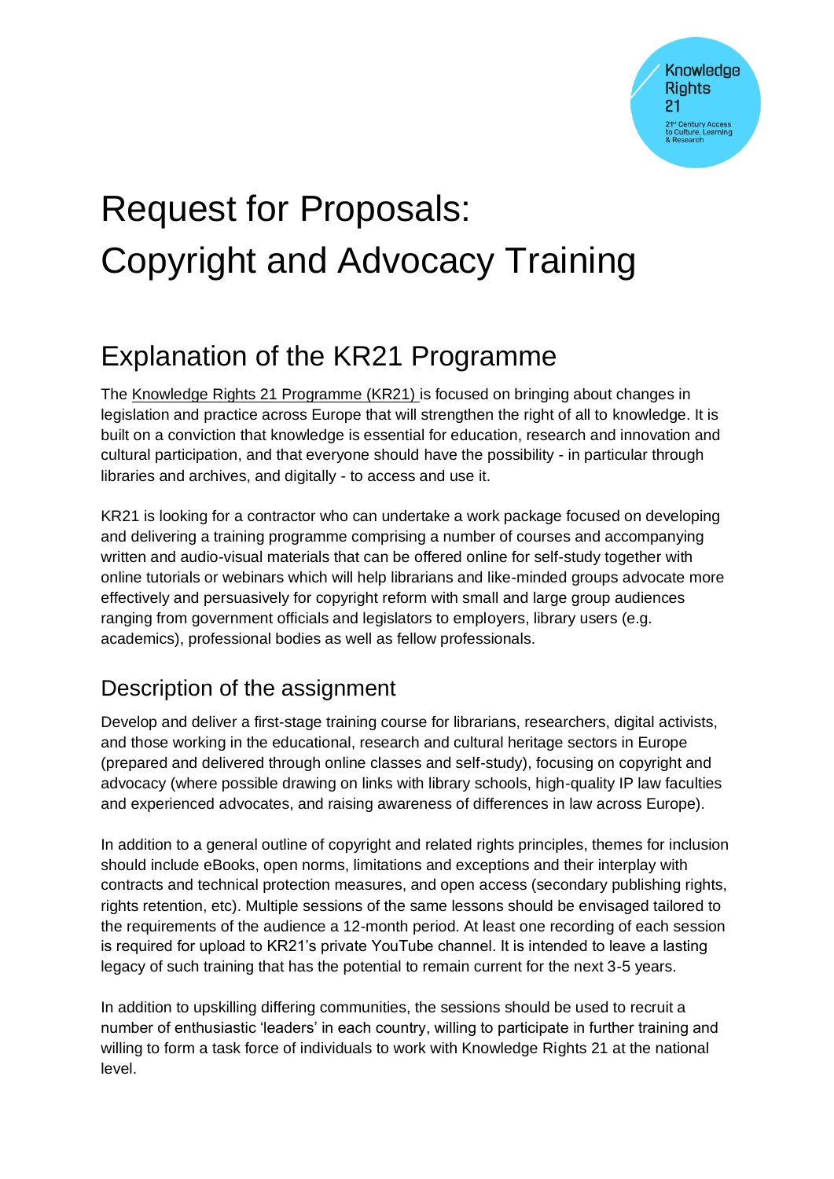# Request for Proposals: Copyright and Advocacy Training

## Explanation of the KR21 Programme

The Knowledge Rights 21 Programme (KR21) is focused on bringing about changes in legislation and practice across Europe that will strengthen the right of all to knowledge. It is built on a conviction that knowledge is essential for education, research and innovation and cultural participation, and that everyone should have the possibility - in particular through libraries and archives, and digitally - to access and use it.

KR21 is looking for a contractor who can undertake a work package focused on developing and delivering a training programme comprising a number of courses and accompanying written and audio-visual materials that can be offered online for self-study together with online tutorials or webinars which will help librarians and like-minded groups advocate more effectively and persuasively for copyright reform with small and large group audiences ranging from government officials and legislators to employers, library users (e.g. academics), professional bodies as well as fellow professionals.

### Description of the assignment

Develop and deliver a first-stage training course for librarians, researchers, digital activists, and those working in the educational, research and cultural heritage sectors in Europe (prepared and delivered through online classes and self-study), focusing on copyright and advocacy (where possible drawing on links with library schools, high-quality IP law faculties and experienced advocates, and raising awareness of differences in law across Europe).

In addition to a general outline of copyright and related rights principles, themes for inclusion should include eBooks, open norms, limitations and exceptions and their interplay with contracts and technical protection measures, and open access (secondary publishing rights, rights retention, etc). Multiple sessions of the same lessons should be envisaged tailored to the requirements of the audience a 12-month period. At least one recording of each session is required for upload to KR21's private YouTube channel. It is intended to leave a lasting legacy of such training that has the potential to remain current for the next 3-5 years.

In addition to upskilling differing communities, the sessions should be used to recruit a number of enthusiastic 'leaders' in each country, willing to participate in further training and willing to form a task force of individuals to work with Knowledge Rights 21 at the national level.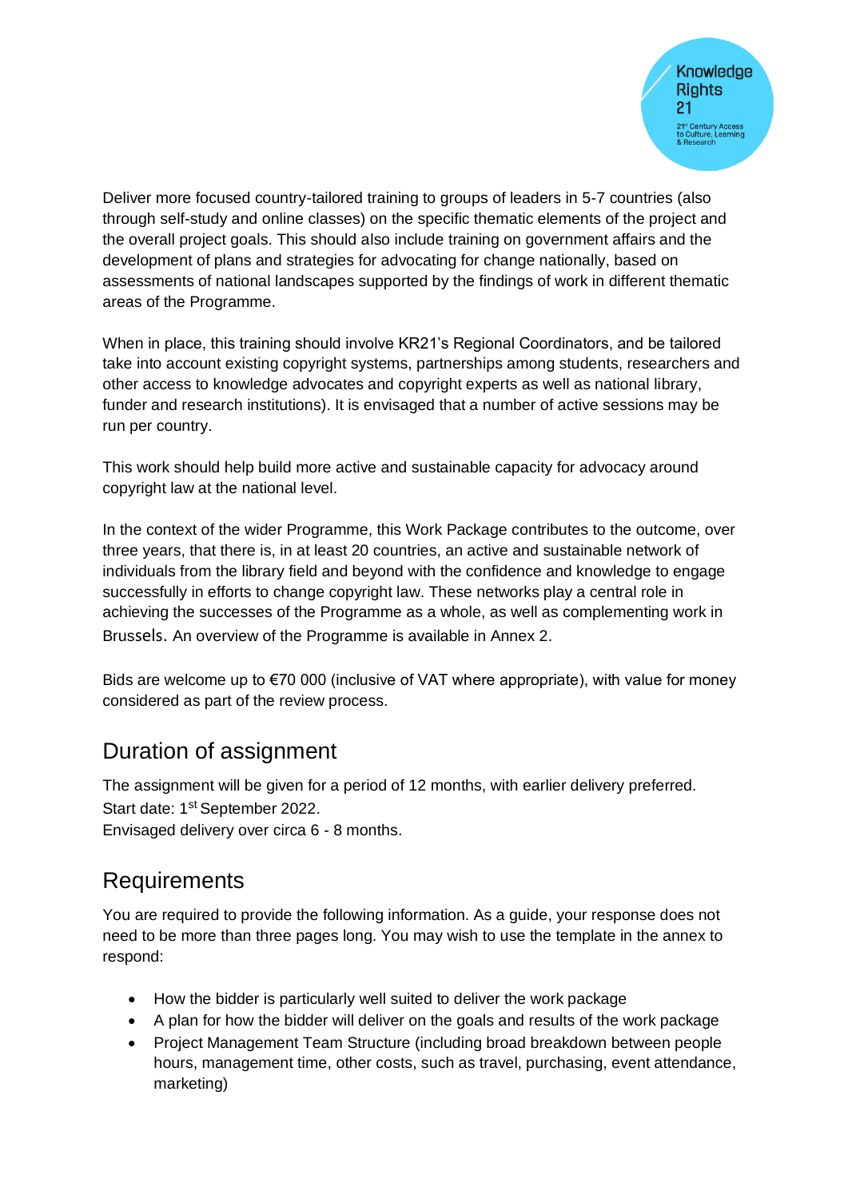Deliver more focused country-tailored training to groups of leaders in 5-7 countries (also through self-study and online classes) on the specific thematic elements of the project and the overall project goals. This should also include training on government affairs and the development of plans and strategies for advocating for change nationally, based on assessments of national landscapes supported by the findings of work in different thematic areas of the Programme.

When in place, this training should involve KR21's Regional Coordinators, and be tailored take into account existing copyright systems, partnerships among students, researchers and other access to knowledge advocates and copyright experts as well as national library, funder and research institutions). It is envisaged that a number of active sessions may be run per country.

This work should help build more active and sustainable capacity for advocacy around copyright law at the national level.

In the context of the wider Programme, this Work Package contributes to the outcome, over three years, that there is, in at least 20 countries, an active and sustainable network of individuals from the library field and beyond with the confidence and knowledge to engage successfully in efforts to change copyright law. These networks play a central role in achieving the successes of the Programme as a whole, as well as complementing work in Brussels. An overview of the Programme is available in Annex 2.

Bids are welcome up to €70 000 (inclusive of VAT where appropriate), with value for money considered as part of the review process.

## Duration of assignment

The assignment will be given for a period of 12 months, with earlier delivery preferred.
Start date: 1st September 2022.
Envisaged delivery over circa 6 - 8 months.

## Requirements

You are required to provide the following information. As a guide, your response does not need to be more than three pages long. You may wish to use the template in the annex to respond:

- How the bidder is particularly well suited to deliver the work package
- A plan for how the bidder will deliver on the goals and results of the work package
- Project Management Team Structure (including broad breakdown between people hours, management time, other costs, such as travel, purchasing, event attendance, marketing)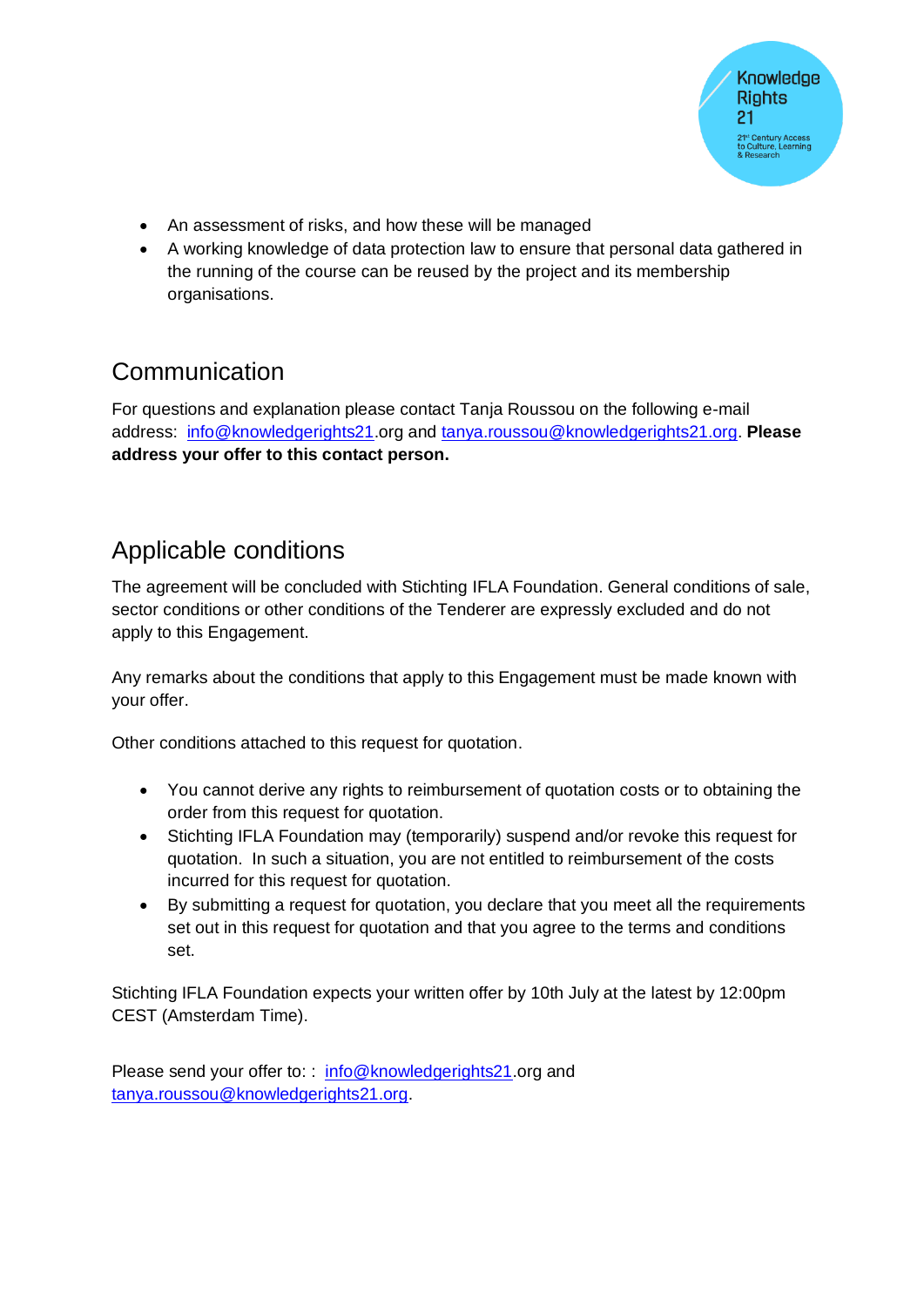- An assessment of risks, and how these will be managed
- A working knowledge of data protection law to ensure that personal data gathered in the running of the course can be reused by the project and its membership organisations.

## Communication

For questions and explanation please contact Tanja Roussou on the following e-mail address: info@knowledgerights21.org and tanya.roussou@knowledgerights21.org. **Please address your offer to this contact person.**

## Applicable conditions

The agreement will be concluded with Stichting IFLA Foundation. General conditions of sale, sector conditions or other conditions of the Tenderer are expressly excluded and do not apply to this Engagement.

Any remarks about the conditions that apply to this Engagement must be made known with your offer.

Other conditions attached to this request for quotation.

- You cannot derive any rights to reimbursement of quotation costs or to obtaining the order from this request for quotation.
- Stichting IFLA Foundation may (temporarily) suspend and/or revoke this request for quotation. In such a situation, you are not entitled to reimbursement of the costs incurred for this request for quotation.
- By submitting a request for quotation, you declare that you meet all the requirements set out in this request for quotation and that you agree to the terms and conditions set.

Stichting IFLA Foundation expects your written offer by 10th July at the latest by 12:00pm CEST (Amsterdam Time).

Please send your offer to: : info@knowledgerights21.org and tanya.roussou@knowledgerights21.org.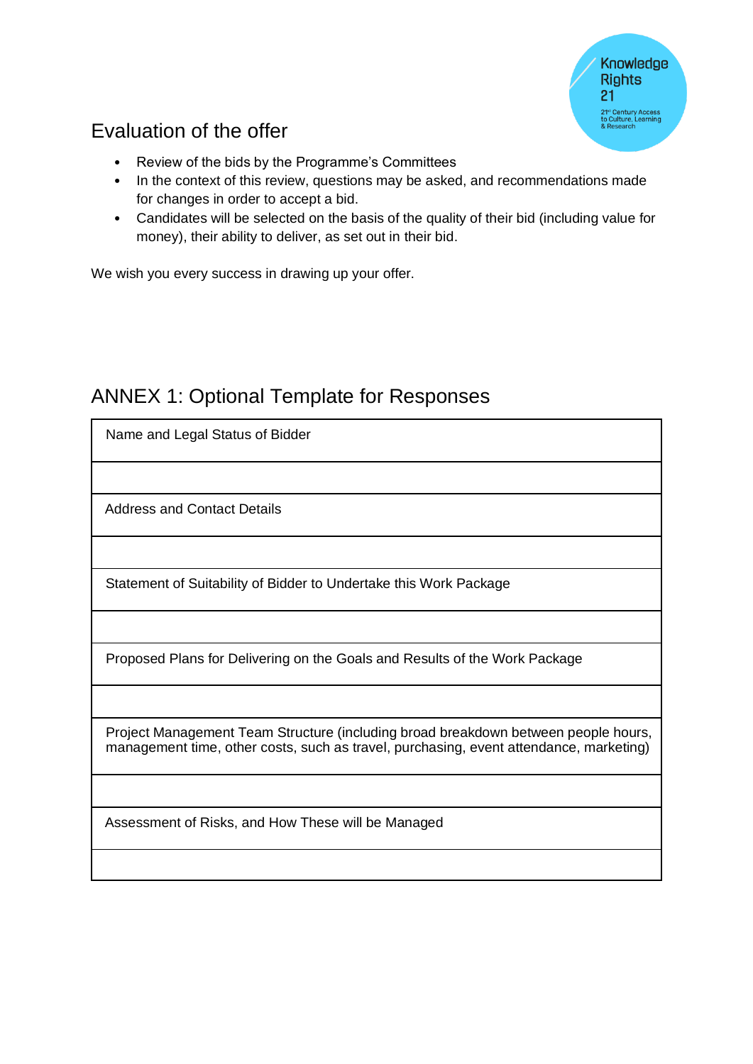## Evaluation of the offer

- Review of the bids by the Programme's Committees
- In the context of this review, questions may be asked, and recommendations made for changes in order to accept a bid.
- Candidates will be selected on the basis of the quality of their bid (including value for money), their ability to deliver, as set out in their bid.

We wish you every success in drawing up your offer.

## ANNEX 1: Optional Template for Responses

| Name and Legal Status of Bidder |
|---|
| |
| Address and Contact Details |
| |
| Statement of Suitability of Bidder to Undertake this Work Package |
| |
| Proposed Plans for Delivering on the Goals and Results of the Work Package |
| |
| Project Management Team Structure (including broad breakdown between people hours, management time, other costs, such as travel, purchasing, event attendance, marketing) |
| |
| Assessment of Risks, and How These will be Managed |
| |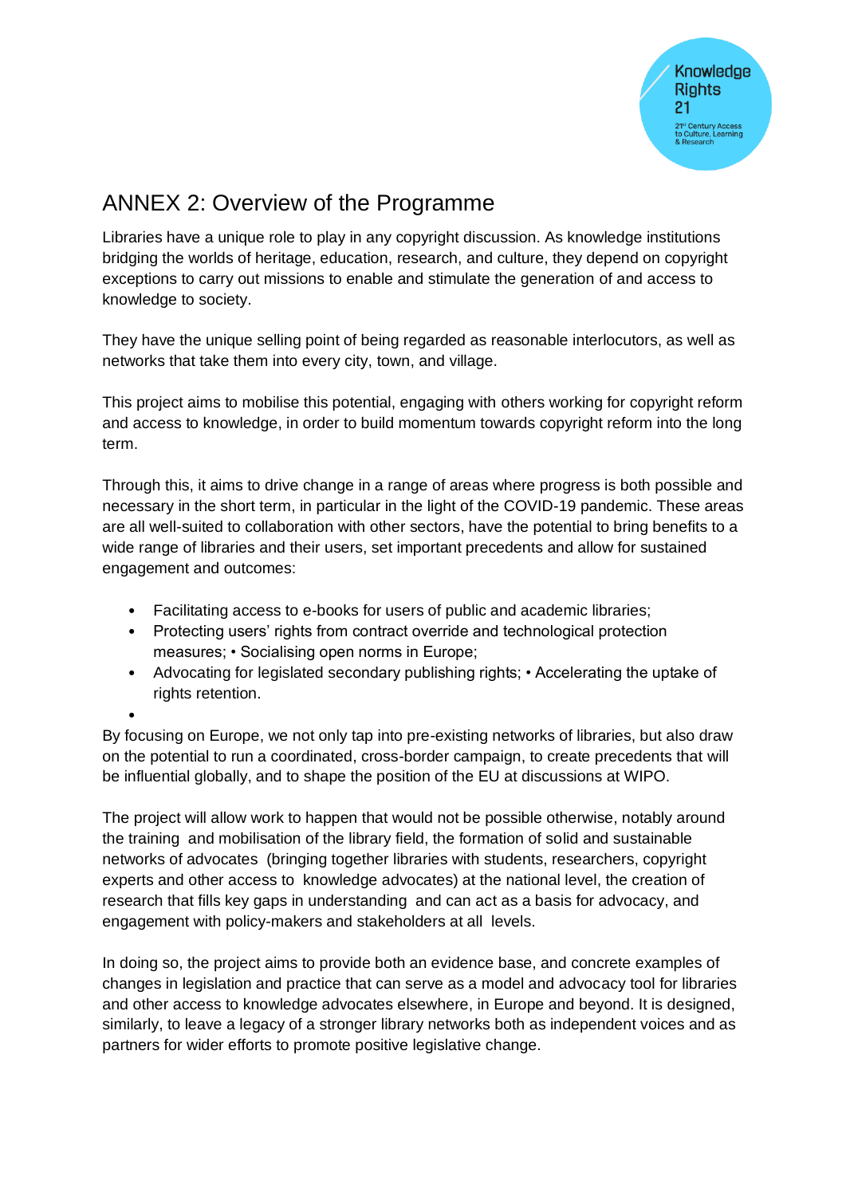# ANNEX 2: Overview of the Programme

Libraries have a unique role to play in any copyright discussion. As knowledge institutions bridging the worlds of heritage, education, research, and culture, they depend on copyright exceptions to carry out missions to enable and stimulate the generation of and access to knowledge to society.

They have the unique selling point of being regarded as reasonable interlocutors, as well as networks that take them into every city, town, and village.

This project aims to mobilise this potential, engaging with others working for copyright reform and access to knowledge, in order to build momentum towards copyright reform into the long term.

Through this, it aims to drive change in a range of areas where progress is both possible and necessary in the short term, in particular in the light of the COVID-19 pandemic. These areas are all well-suited to collaboration with other sectors, have the potential to bring benefits to a wide range of libraries and their users, set important precedents and allow for sustained engagement and outcomes:

- Facilitating access to e-books for users of public and academic libraries;
- Protecting users' rights from contract override and technological protection measures; • Socialising open norms in Europe;
- Advocating for legislated secondary publishing rights; • Accelerating the uptake of rights retention.
-

By focusing on Europe, we not only tap into pre-existing networks of libraries, but also draw on the potential to run a coordinated, cross-border campaign, to create precedents that will be influential globally, and to shape the position of the EU at discussions at WIPO.

The project will allow work to happen that would not be possible otherwise, notably around the training and mobilisation of the library field, the formation of solid and sustainable networks of advocates (bringing together libraries with students, researchers, copyright experts and other access to knowledge advocates) at the national level, the creation of research that fills key gaps in understanding and can act as a basis for advocacy, and engagement with policy-makers and stakeholders at all levels.

In doing so, the project aims to provide both an evidence base, and concrete examples of changes in legislation and practice that can serve as a model and advocacy tool for libraries and other access to knowledge advocates elsewhere, in Europe and beyond. It is designed, similarly, to leave a legacy of a stronger library networks both as independent voices and as partners for wider efforts to promote positive legislative change.